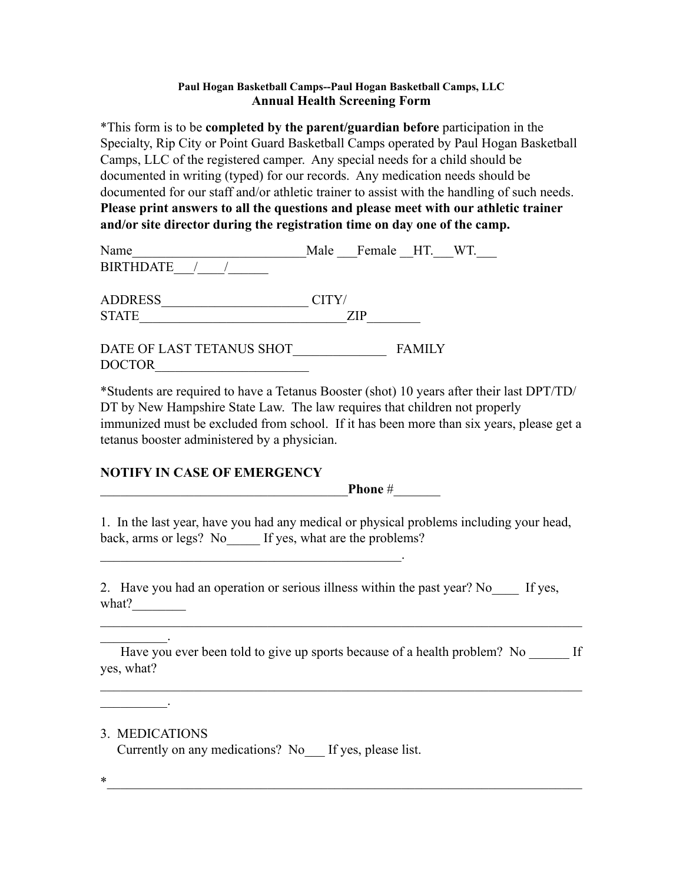**Paul Hogan Basketball Camps--Paul Hogan Basketball Camps, LLC**
**Annual Health Screening Form**

*This form is to be **completed by the parent/guardian before** participation in the Specialty, Rip City or Point Guard Basketball Camps operated by Paul Hogan Basketball Camps, LLC of the registered camper. Any special needs for a child should be documented in writing (typed) for our records. Any medication needs should be documented for our staff and/or athletic trainer to assist with the handling of such needs. **Please print answers to all the questions and please meet with our athletic trainer and/or site director during the registration time on day one of the camp.**

Name__________________________Male ___Female __HT.___WT.___
BIRTHDATE___/____/______

ADDRESS______________________ CITY/
STATE_______________________________ZIP________

DATE OF LAST TETANUS SHOT______________ FAMILY
DOCTOR_______________________

*Students are required to have a Tetanus Booster (shot) 10 years after their last DPT/TD/DT by New Hampshire State Law. The law requires that children not properly immunized must be excluded from school. If it has been more than six years, please get a tetanus booster administered by a physician.

**NOTIFY IN CASE OF EMERGENCY**
______________________________________**Phone** #_______

1. In the last year, have you had any medical or physical problems including your head, back, arms or legs? No_____ If yes, what are the problems?
______________________________________________.

2. Have you had an operation or serious illness within the past year? No____ If yes, what?________
__________________________________________________________________________
__________.

Have you ever been told to give up sports because of a health problem? No ______ If yes, what?
__________________________________________________________________________
__________.

3. MEDICATIONS
Currently on any medications? No___ If yes, please list.

*__________________________________________________________________________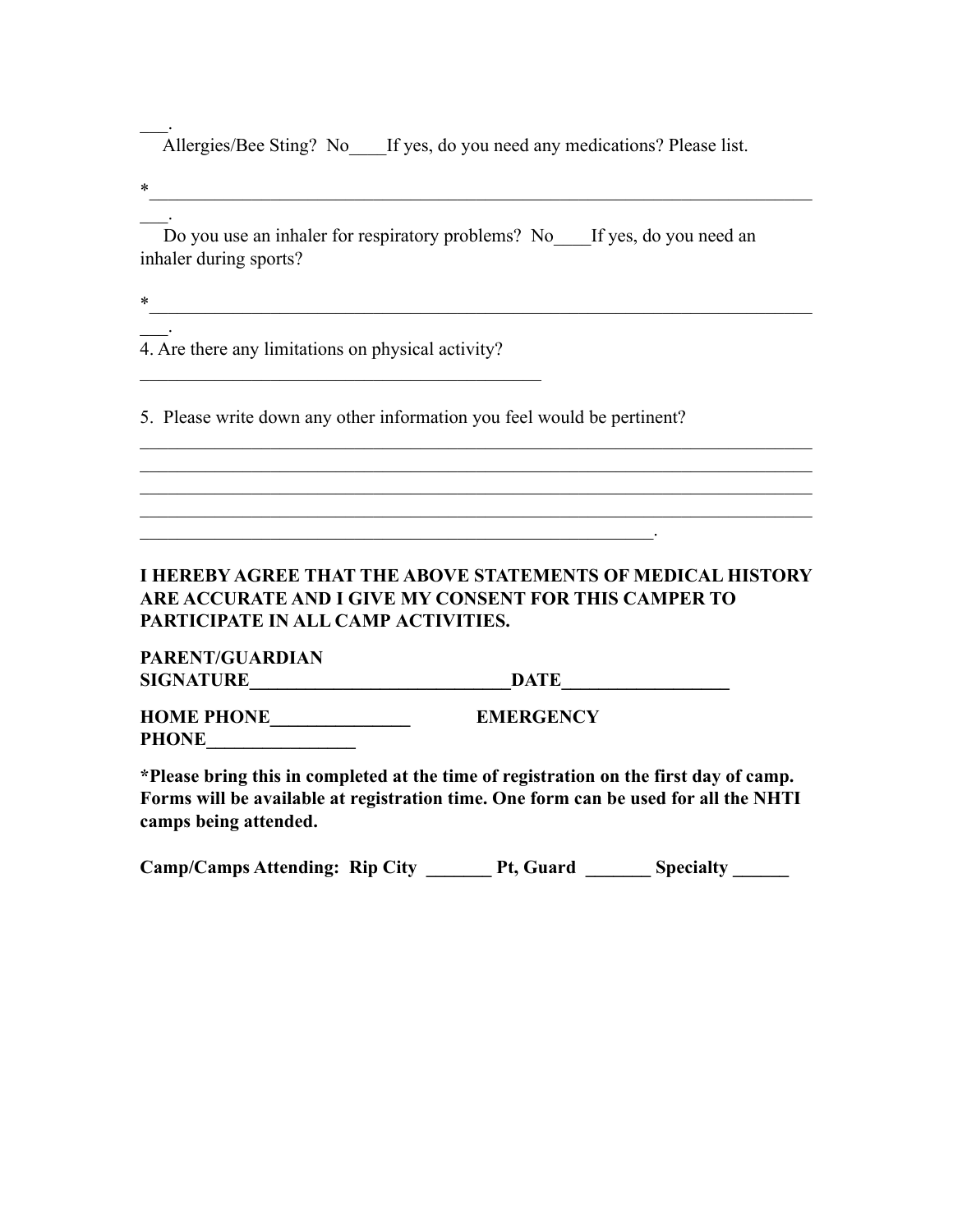___.
Allergies/Bee Sting? No____If yes, do you need any medications? Please list.

*___________________________________________________________________________
___.
Do you use an inhaler for respiratory problems? No____If yes, do you need an inhaler during sports?

*___________________________________________________________________________
___.
4. Are there any limitations on physical activity?

_____________________________________________

5. Please write down any other information you feel would be pertinent?

___________________________________________________________________________
___________________________________________________________________________
___________________________________________________________________________
___________________________________________________________________________
_________________________________________________________.

**I HEREBY AGREE THAT THE ABOVE STATEMENTS OF MEDICAL HISTORY ARE ACCURATE AND I GIVE MY CONSENT FOR THIS CAMPER TO PARTICIPATE IN ALL CAMP ACTIVITIES.**

**PARENT/GUARDIAN SIGNATURE_____________________________DATE__________________**

**HOME PHONE_______________ EMERGENCY PHONE________________**

**\*Please bring this in completed at the time of registration on the first day of camp. Forms will be available at registration time. One form can be used for all the NHTI camps being attended.**

**Camp/Camps Attending: Rip City _______ Pt, Guard _______ Specialty ______**